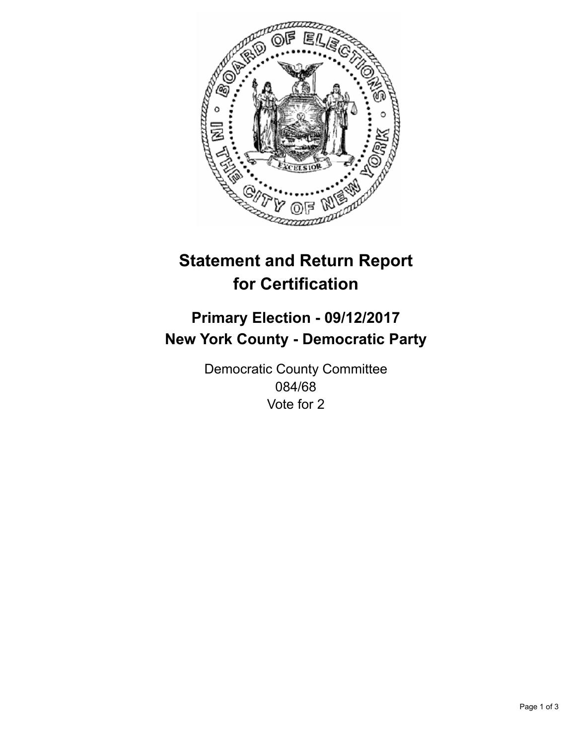# Statement and Return Report for Certification

## Primary Election - 09/12/2017
## New York County - Democratic Party

Democratic County Committee
084/68
Vote for 2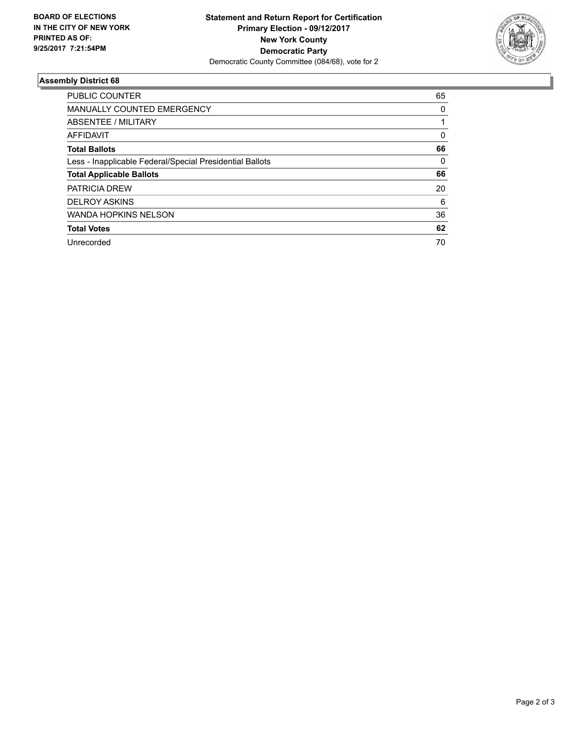**BOARD OF ELECTIONS IN THE CITY OF NEW YORK PRINTED AS OF: 9/25/2017 7:21:54PM**

**Statement and Return Report for Certification**
**Primary Election - 09/12/2017**
**New York County**
**Democratic Party**
Democratic County Committee (084/68), vote for 2

## Assembly District 68

| | |
|---|---|
| PUBLIC COUNTER | 65 |
| MANUALLY COUNTED EMERGENCY | 0 |
| ABSENTEE / MILITARY | 1 |
| AFFIDAVIT | 0 |
| **Total Ballots** | **66** |
| Less - Inapplicable Federal/Special Presidential Ballots | 0 |
| **Total Applicable Ballots** | **66** |
| PATRICIA DREW | 20 |
| DELROY ASKINS | 6 |
| WANDA HOPKINS NELSON | 36 |
| **Total Votes** | **62** |
| Unrecorded | 70 |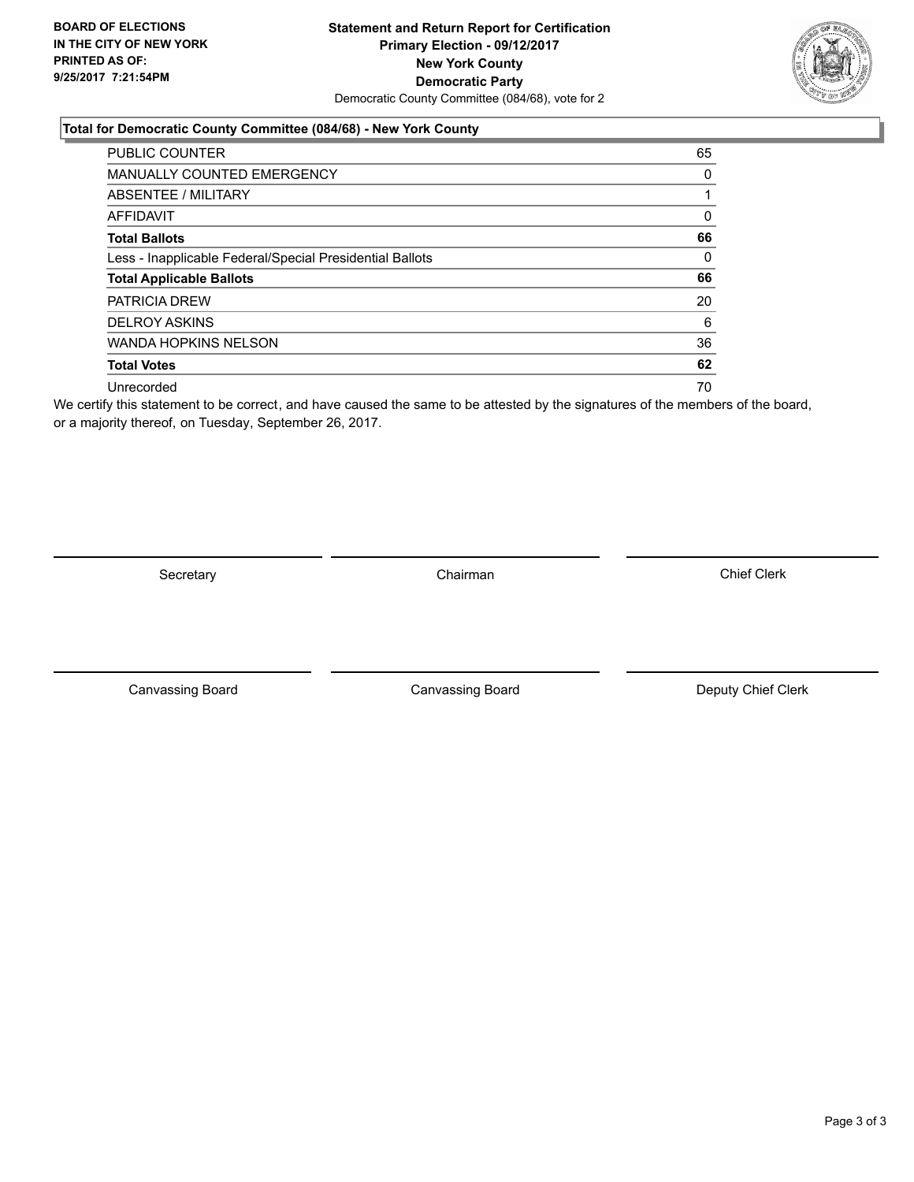**BOARD OF ELECTIONS IN THE CITY OF NEW YORK PRINTED AS OF: 9/25/2017 7:21:54PM**

**Statement and Return Report for Certification**
**Primary Election - 09/12/2017**
**New York County**
**Democratic Party**
Democratic County Committee (084/68), vote for 2

### Total for Democratic County Committee (084/68) - New York County

| | |
|---|---|
| PUBLIC COUNTER | 65 |
| MANUALLY COUNTED EMERGENCY | 0 |
| ABSENTEE / MILITARY | 1 |
| AFFIDAVIT | 0 |
| **Total Ballots** | **66** |
| Less - Inapplicable Federal/Special Presidential Ballots | 0 |
| **Total Applicable Ballots** | **66** |
| PATRICIA DREW | 20 |
| DELROY ASKINS | 6 |
| WANDA HOPKINS NELSON | 36 |
| **Total Votes** | **62** |
| Unrecorded | 70 |

We certify this statement to be correct, and have caused the same to be attested by the signatures of the members of the board, or a majority thereof, on Tuesday, September 26, 2017.

Secretary

Chairman

Chief Clerk

Canvassing Board

Canvassing Board

Deputy Chief Clerk